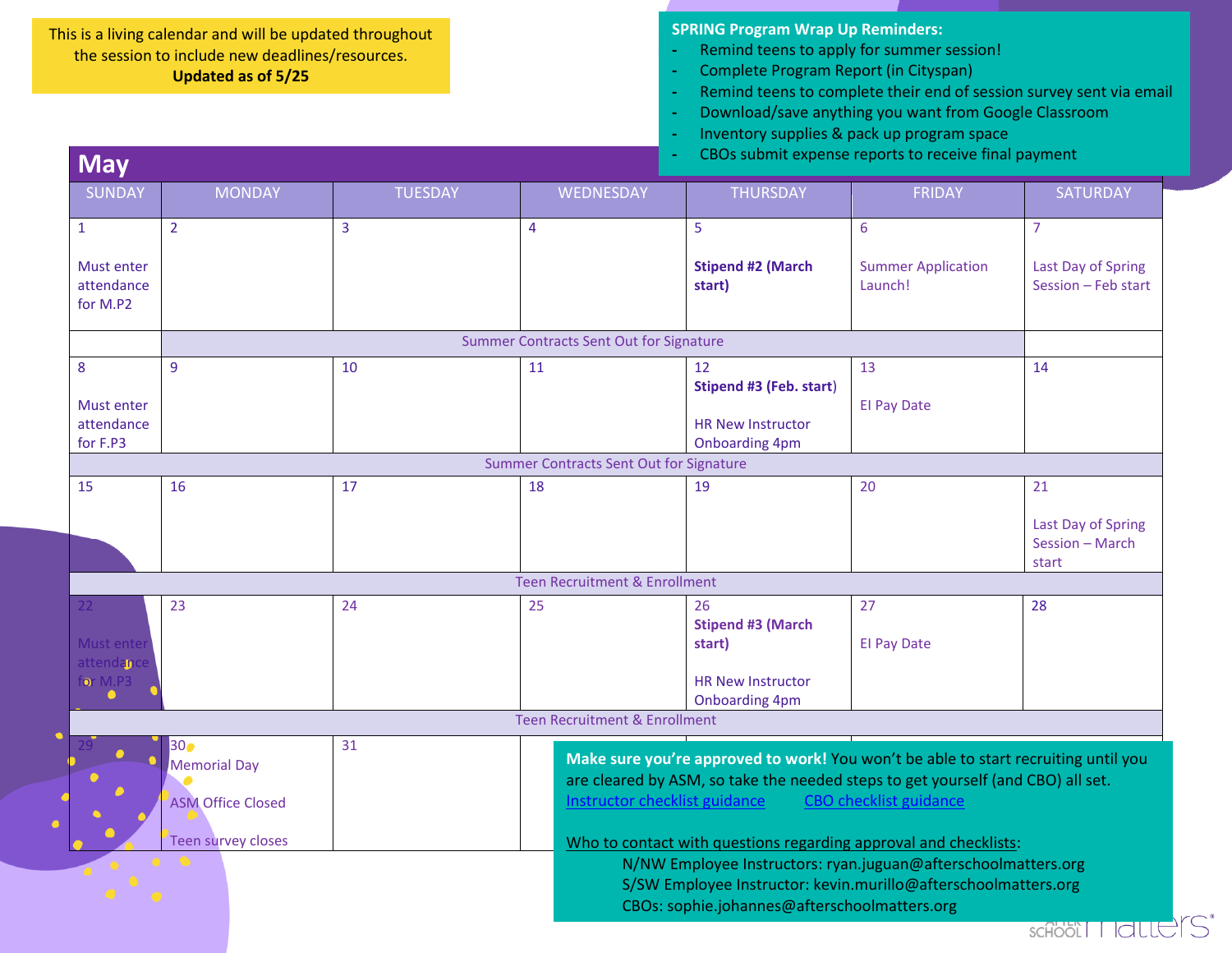This is a living calendar and will be updated throughout the session to include new deadlines/resources. **Updated as of 5/25**

**SPRING Program Wrap Up Reminders:**

- Remind teens to apply for summer session!
- Complete Program Report (in Cityspan)
- Remind teens to complete their end of session survey sent via email
- Download/save anything you want from Google Classroom
- Inventory supplies & pack up program space
- CBOs submit expense reports to receive final payment

# May

| SUNDAY | MONDAY | TUESDAY | WEDNESDAY | THURSDAY | FRIDAY | SATURDAY |
|---|---|---|---|---|---|---|
| 1<br><br>Must enter attendance for M.P2 | 2 | 3 | 4 | 5<br><br>**Stipend #2 (March start)** | 6<br><br>Summer Application Launch! | 7<br><br>Last Day of Spring Session – Feb start |
| | Summer Contracts Sent Out for Signature | | | | | |
| 8<br><br>Must enter attendance for F.P3 | 9 | 10 | 11 | 12<br>**Stipend #3 (Feb. start)**<br><br>HR New Instructor Onboarding 4pm | 13<br><br>EI Pay Date | 14 |
| Summer Contracts Sent Out for Signature | | | | | | |
| 15 | 16 | 17 | 18 | 19 | 20 | 21<br><br>Last Day of Spring Session – March start |
| Teen Recruitment & Enrollment | | | | | | |
| 22<br><br>Must enter attendance for M.P3 | 23 | 24 | 25 | 26<br>**Stipend #3 (March start)**<br><br>HR New Instructor Onboarding 4pm | 27<br><br>EI Pay Date | 28 |
| Teen Recruitment & Enrollment | | | | | | |
| 29 | 30<br>Memorial Day<br><br>ASM Office Closed<br><br>Teen survey closes | 31 | | | | |

**Make sure you're approved to work!** You won't be able to start recruiting until you are cleared by ASM, so take the needed steps to get yourself (and CBO) all set.
[Instructor checklist guidance] [CBO checklist guidance]

Who to contact with questions regarding approval and checklists:

N/NW Employee Instructors: ryan.juguan@afterschoolmatters.org
S/SW Employee Instructor: kevin.murillo@afterschoolmatters.org
CBOs: sophie.johannes@afterschoolmatters.org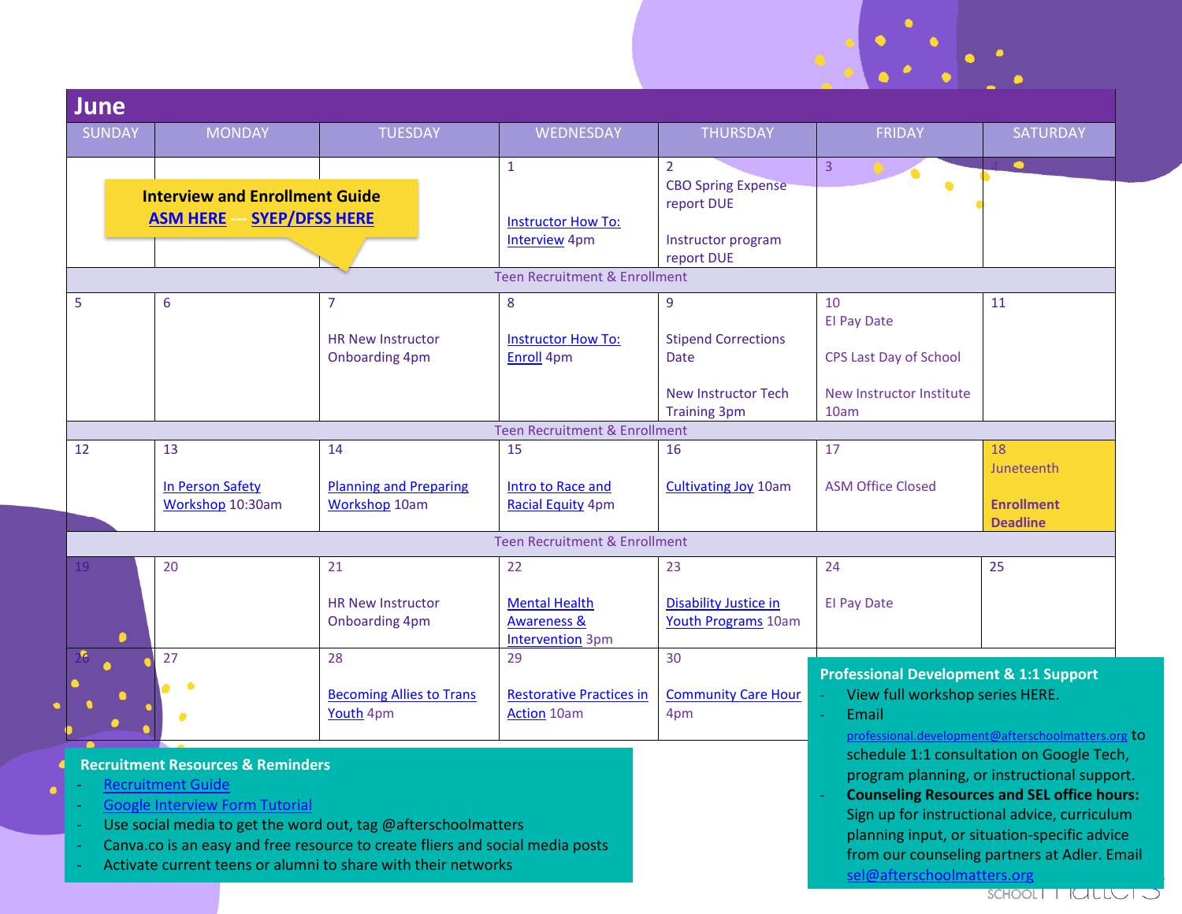# June

**Interview and Enrollment Guide**
**ASM HERE --- SYEP/DFSS HERE**

| SUNDAY | MONDAY | TUESDAY | WEDNESDAY | THURSDAY | FRIDAY | SATURDAY |
|---|---|---|---|---|---|---|
| | | | 1<br><br>Instructor How To: Interview 4pm | 2<br>CBO Spring Expense report DUE<br><br>Instructor program report DUE | 3 | 4 |
| Teen Recruitment & Enrollment | | | | | | |
| 5 | 6 | 7<br><br>HR New Instructor Onboarding 4pm | 8<br><br>Instructor How To: Enroll 4pm | 9<br><br>Stipend Corrections Date<br><br>New Instructor Tech Training 3pm | 10<br>EI Pay Date<br><br>CPS Last Day of School<br><br>New Instructor Institute 10am | 11 |
| Teen Recruitment & Enrollment | | | | | | |
| 12 | 13<br><br>In Person Safety Workshop 10:30am | 14<br><br>Planning and Preparing Workshop 10am | 15<br><br>Intro to Race and Racial Equity 4pm | 16<br><br>Cultivating Joy 10am | 17<br><br>ASM Office Closed | 18<br>Juneteenth<br><br>**Enrollment Deadline** |
| Teen Recruitment & Enrollment | | | | | | |
| 19 | 20 | 21<br><br>HR New Instructor Onboarding 4pm | 22<br><br>Mental Health Awareness & Intervention 3pm | 23<br><br>Disability Justice in Youth Programs 10am | 24<br><br>EI Pay Date | 25 |
| 26 | 27 | 28<br><br>Becoming Allies to Trans Youth 4pm | 29<br><br>Restorative Practices in Action 10am | 30<br><br>Community Care Hour 4pm | | |

**Recruitment Resources & Reminders**

- Recruitment Guide
- Google Interview Form Tutorial
- Use social media to get the word out, tag @afterschoolmatters
- Canva.co is an easy and free resource to create fliers and social media posts
- Activate current teens or alumni to share with their networks

**Professional Development & 1:1 Support**

- View full workshop series HERE.
- Email professional.development@afterschoolmatters.org to schedule 1:1 consultation on Google Tech, program planning, or instructional support.
- **Counseling Resources and SEL office hours:** Sign up for instructional advice, curriculum planning input, or situation-specific advice from our counseling partners at Adler. Email sel@afterschoolmatters.org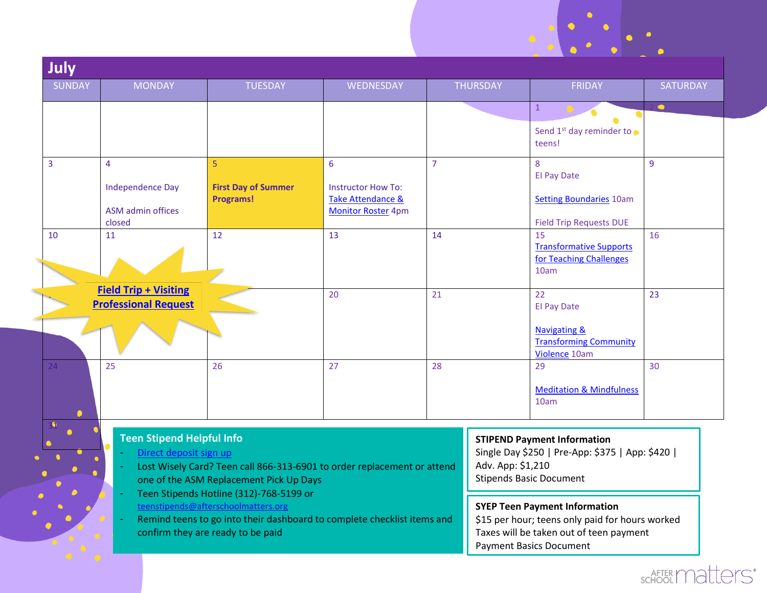# July

| SUNDAY | MONDAY | TUESDAY | WEDNESDAY | THURSDAY | FRIDAY | SATURDAY |
|---|---|---|---|---|---|---|
| | | | | | 1<br><br>Send 1st day reminder to teens! | 2 |
| 3 | 4<br><br>Independence Day<br><br>ASM admin offices closed | 5<br><br>**First Day of Summer Programs!** | 6<br><br>Instructor How To: Take Attendance & Monitor Roster 4pm | 7 | 8<br>EI Pay Date<br><br>Setting Boundaries 10am<br><br>Field Trip Requests DUE | 9 |
| 10 | 11 | 12 | 13 | 14 | 15<br>Transformative Supports for Teaching Challenges 10am | 16 |
| 17 | 18 | 19 | 20 | 21 | 22<br>EI Pay Date<br><br>Navigating & Transforming Community Violence 10am | 23 |
| 24 | 25 | 26 | 27 | 28 | 29<br><br>Meditation & Mindfulness 10am | 30 |
| 31 | | | | | | |

**Field Trip + Visiting Professional Request**

## Teen Stipend Helpful Info

- Direct deposit sign up
- Lost Wisely Card? Teen call 866-313-6901 to order replacement or attend one of the ASM Replacement Pick Up Days
- Teen Stipends Hotline (312)-768-5199 or teenstipends@afterschoolmatters.org
- Remind teens to go into their dashboard to complete checklist items and confirm they are ready to be paid

**STIPEND Payment Information**

Single Day $250 | Pre-App: $375 | App: $420 | Adv. App: $1,210

Stipends Basic Document

**SYEP Teen Payment Information**

$15 per hour; teens only paid for hours worked

Taxes will be taken out of teen payment

Payment Basics Document

After School Matters®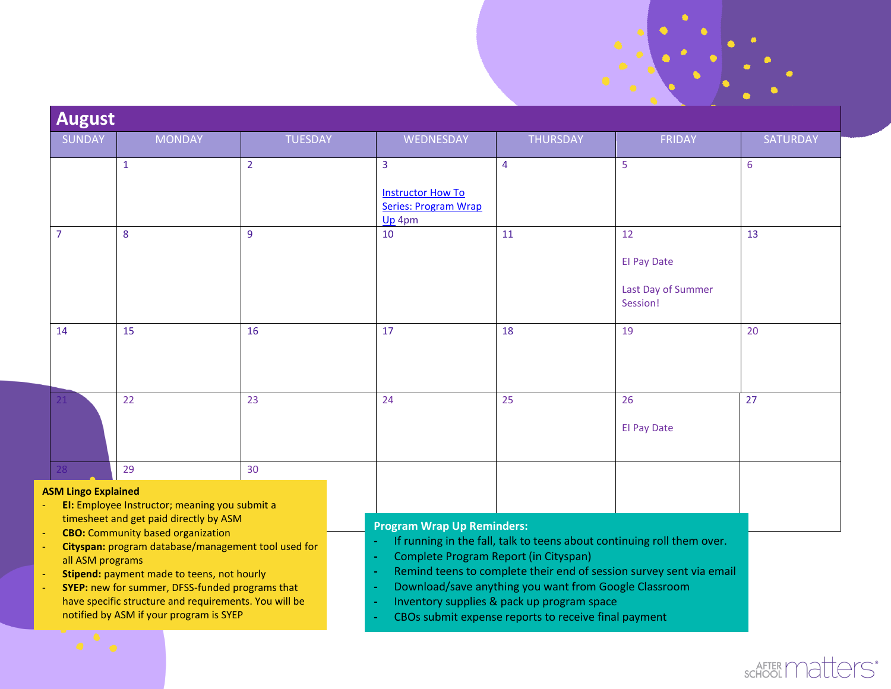## August

| SUNDAY | MONDAY | TUESDAY | WEDNESDAY | THURSDAY | FRIDAY | SATURDAY |
| --- | --- | --- | --- | --- | --- | --- |
| | 1 | 2 | 3<br><br>Instructor How To Series: Program Wrap Up 4pm | 4 | 5 | 6 |
| 7 | 8 | 9 | 10 | 11 | 12<br><br>EI Pay Date<br><br>Last Day of Summer Session! | 13 |
| 14 | 15 | 16 | 17 | 18 | 19 | 20 |
| 21 | 22 | 23 | 24 | 25 | 26<br><br>EI Pay Date | 27 |
| 28 | 29 | 30 | | | | |

**ASM Lingo Explained**

- **EI:** Employee Instructor; meaning you submit a timesheet and get paid directly by ASM
- **CBO:** Community based organization
- **Cityspan:** program database/management tool used for all ASM programs
- **Stipend:** payment made to teens, not hourly
- **SYEP:** new for summer, DFSS-funded programs that have specific structure and requirements. You will be notified by ASM if your program is SYEP

**Program Wrap Up Reminders:**

- If running in the fall, talk to teens about continuing roll them over.
- Complete Program Report (in Cityspan)
- Remind teens to complete their end of session survey sent via email
- Download/save anything you want from Google Classroom
- Inventory supplies & pack up program space
- CBOs submit expense reports to receive final payment